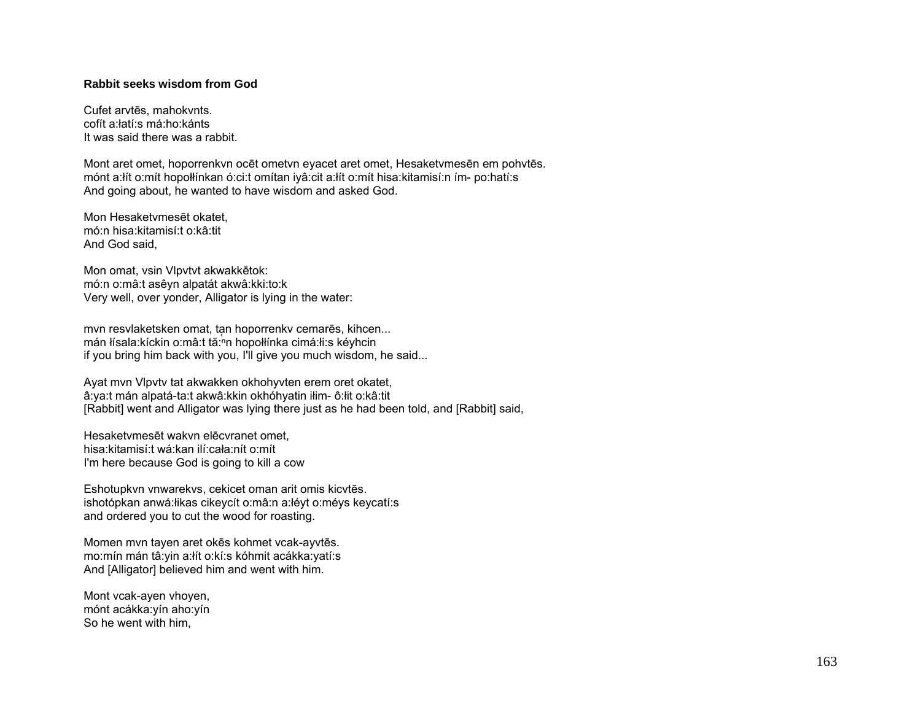**Rabbit seeks wisdom from God**

Cufet arvtēs, mahokvnts.
cofít a:łatí:s má:ho:kánts
It was said there was a rabbit.

Mont aret omet, hoporrenkvn ocēt ometvn eyacet aret omet, Hesaketvmesēn em pohvtēs.
mónt a:łít o:mít hopołłínkan ó:ci:t omítan iyâ:cit a:łít o:mít hisa:kitamisí:n ím- po:hatí:s
And going about, he wanted to have wisdom and asked God.

Mon Hesaketvmesēt okatet,
mó:n hisa:kitamisí:t o:kâ:tit
And God said,

Mon omat, vsin Vlpvtvt akwakkētok:
mó:n o:mâ:t asêyn alpatát akwâ:kki:to:k
Very well, over yonder, Alligator is lying in the water:

mvn resvlaketsken omat, tạn hoporrenkv cemarēs, kihcen...
mán łísala:kíckin o:mâ:t tă:ⁿn hopołłínka cimá:łi:s kéyhcin
if you bring him back with you, I'll give you much wisdom, he said...

Ayat mvn Vlpvtv tat akwakken okhohyvten erem oret okatet,
â:ya:t mán alpatá-ta:t akwâ:kkin okhóhyatin iłim- ô:łit o:kâ:tit
[Rabbit] went and Alligator was lying there just as he had been told, and [Rabbit] said,

Hesaketvmesēt wakvn elēcvranet omet,
hisa:kitamisí:t wá:kan ilí:cała:nít o:mít
I'm here because God is going to kill a cow

Eshotupkvn vnwarekvs, cekicet oman arit omis kicvtēs.
ishotópkan anwá:łikas cikeycít o:mâ:n a:łéyt o:méys keycatí:s
and ordered you to cut the wood for roasting.

Momen mvn tayen aret okēs kohmet vcak-ayvtēs.
mo:mín mán tâ:yin a:łít o:kí:s kóhmit acákka:yatí:s
And [Alligator] believed him and went with him.

Mont vcak-ayen vhoyen,
mónt acákka:yín aho:yín
So he went with him,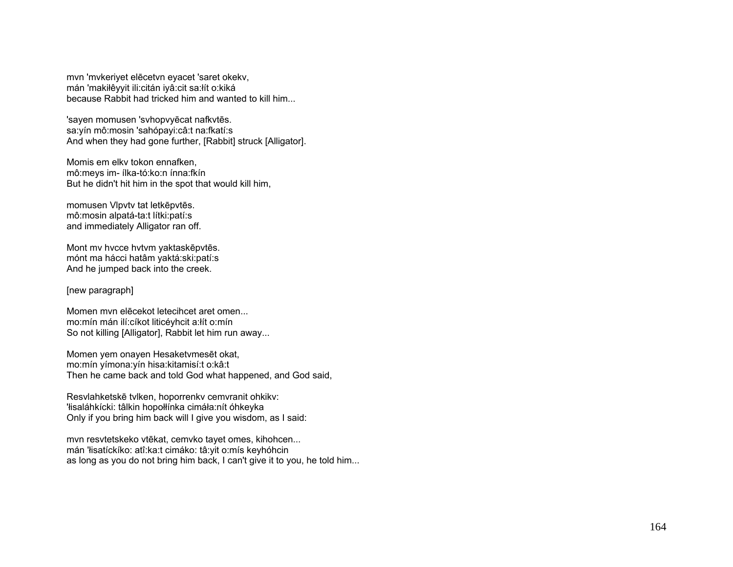mvn 'mvkeriyet elēcetvn eyacet 'saret okekv,
mán 'makiłêyyit ili:citán iyâ:cit sa:łít o:kiká
because Rabbit had tricked him and wanted to kill him...

'sayen momusen 'svhopvyēcat nafkvtēs.
sa:yín mô:mosin 'sahópayi:câ:t na:fkatí:s
And when they had gone further, [Rabbit] struck [Alligator].

Momis em elkv tokon ennafken,
mô:meys im- ílka-tó:ko:n ínna:fkín
But he didn't hit him in the spot that would kill him,

momusen Vlpvtv tat letkēpvtēs.
mô:mosin alpatá-ta:t lítki:patí:s
and immediately Alligator ran off.

Mont mv hvcce hvtvm yaktaskēpvtēs.
mónt ma hácci hatâm yaktá:ski:patí:s
And he jumped back into the creek.

[new paragraph]

Momen mvn elēcekot letecihcet aret omen...
mo:mín mán ilí:cíkot liticéyhcit a:łít o:mín
So not killing [Alligator], Rabbit let him run away...

Momen yem onayen Hesaketvmesēt okat,
mo:mín yímona:yín hisa:kitamisí:t o:kâ:t
Then he came back and told God what happened, and God said,

Resvlahketskē tvlken, hoporrenkv cemvranit ohkikv:
'łisaláhkícki: tâlkin hopołłínka cimáła:nít óhkeyka
Only if you bring him back will I give you wisdom, as I said:

mvn resvtetskeko vtēkat, cemvko tayet omes, kihohcen...
mán 'łisatíckíko: atî:ka:t cimáko: tâ:yit o:mís keyhóhcin
as long as you do not bring him back, I can't give it to you, he told him...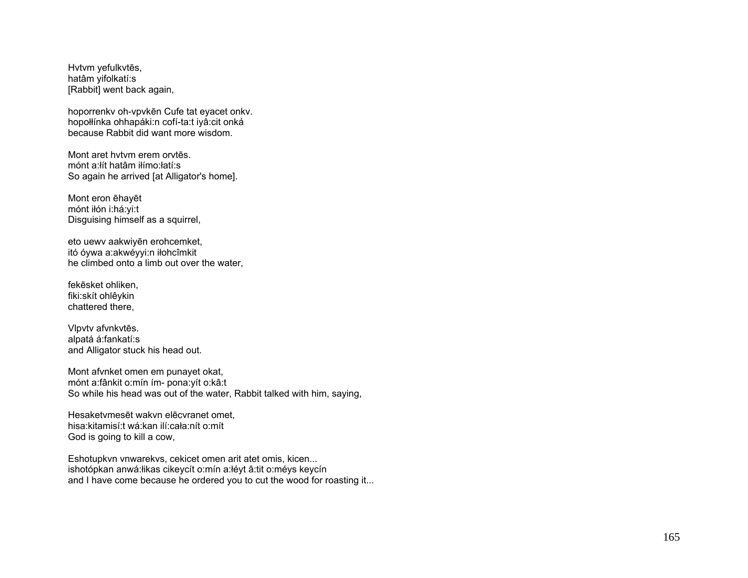Hvtvm yefulkvtēs,
hatâm yifolkatí:s
[Rabbit] went back again,

hoporrenkv oh-vpvkēn Cufe tat eyacet onkv.
hopołłínka ohhapáki:n cofí-ta:t iyâ:cit onká
because Rabbit did want more wisdom.

Mont aret hvtvm erem orvtēs.
mónt a:łít hatâm iłímo:łatí:s
So again he arrived [at Alligator's home].

Mont eron ēhayēt
mónt iłón i:há:yi:t
Disguising himself as a squirrel,

eto uewv aakwiyēn erohcemket,
itó óywa a:akwéyyi:n iłohcîmkit
he climbed onto a limb out over the water,

fekēsket ohliken,
fiki:skít ohlêykin
chattered there,

Vlpvtv afvnkvtēs.
alpatá á:fankatí:s
and Alligator stuck his head out.

Mont afvnket omen em punayet okat,
mónt a:fânkit o:mín ím- pona:yít o:kâ:t
So while his head was out of the water, Rabbit talked with him, saying,

Hesaketvmesēt wakvn elēcvranet omet,
hisa:kitamisí:t wá:kan ilí:cała:nít o:mít
God is going to kill a cow,

Eshotupkvn vnwarekvs, cekicet omen arit atet omis, kicen...
ishotópkan anwá:łikas cikeycít o:mín a:łéyt â:tit o:méys keycín
and I have come because he ordered you to cut the wood for roasting it...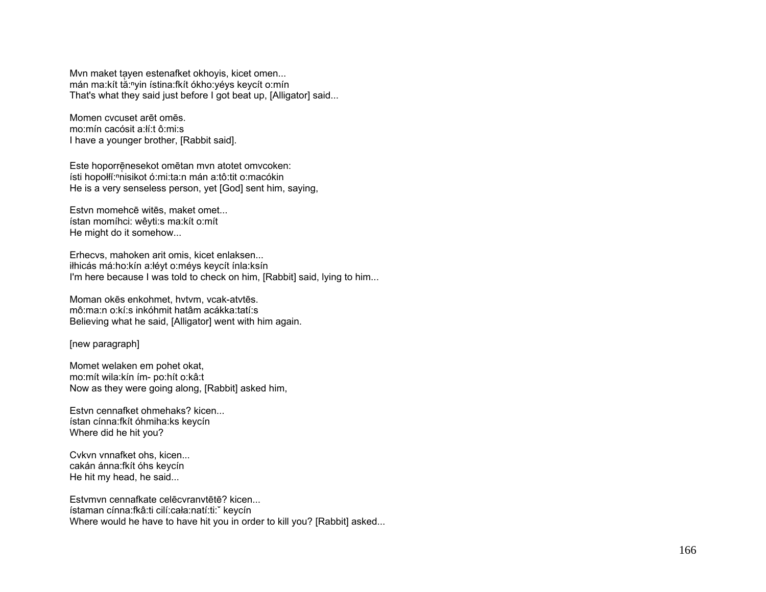Mvn maket tayen estenafket okhoyis, kicet omen...
mán ma:kít tă:$^{n}$yin ístina:fkít ókho:yéys keycít o:mín
That's what they said just before I got beat up, [Alligator] said...

Momen cvcuset arēt omēs.
mo:mín cacósit a:łí:t ô:mi:s
I have a younger brother, [Rabbit said].

Este hoporrēnesekot omētan mvn atotet omvcoken:
ísti hopołłĭ:$^{n}$nisikot ó:mi:ta:n mán a:tô:tit o:macókin
He is a very senseless person, yet [God] sent him, saying,

Estvn momehcē witēs, maket omet...
ístan momíhci: wêyti:s ma:kít o:mít
He might do it somehow...

Erhecvs, mahoken arit omis, kicet enlaksen...
iłhicás má:ho:kín a:łéyt o:méys keycít ínla:ksín
I'm here because I was told to check on him, [Rabbit] said, lying to him...

Moman okēs enkohmet, hvtvm, vcak-atvtēs.
mô:ma:n o:kí:s inkóhmit hatâm acákka:tatí:s
Believing what he said, [Alligator] went with him again.

[new paragraph]

Momet welaken em pohet okat,
mo:mít wila:kín ím- po:hít o:kâ:t
Now as they were going along, [Rabbit] asked him,

Estvn cennafket ohmehaks? kicen...
ístan cínna:fkít óhmiha:ks keycín
Where did he hit you?

Cvkvn vnnafket ohs, kicen...
cakán ánna:fkít óhs keycín
He hit my head, he said...

Estvmvn cennafkate celēcvranvtētē? kicen...
ístaman cínna:fkâ:ti cilí:cała:natí:ti:ˇ keycín
Where would he have to have hit you in order to kill you? [Rabbit] asked...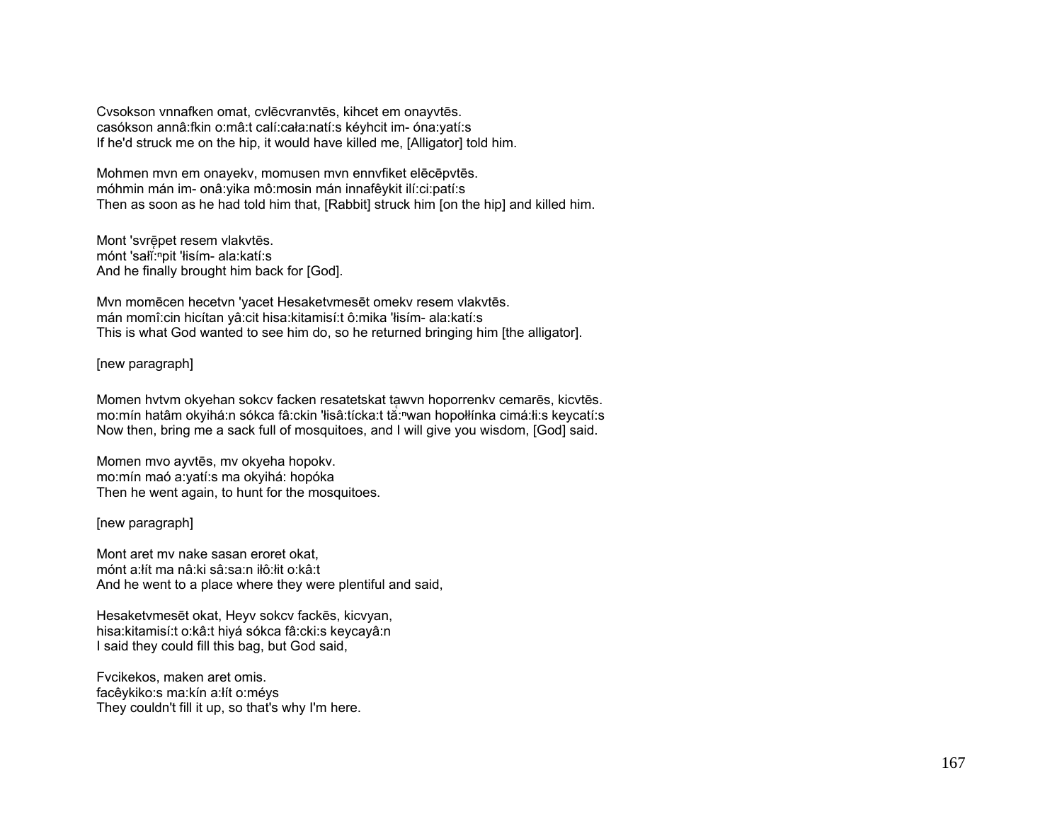Cvsokson vnnafken omat, cvlēcvranvtēs, kihcet em onayvtēs.
casókson annâ:fkin o:mâ:t calí:cała:natí:s kéyhcit im- óna:yatí:s
If he'd struck me on the hip, it would have killed me, [Alligator] told him.

Mohmen mvn em onayekv, momusen mvn ennvfiket elēcēpvtēs.
móhmin mán im- onâ:yika mô:mosin mán innafêykit ilí:ci:patí:s
Then as soon as he had told him that, [Rabbit] struck him [on the hip] and killed him.

Mont 'svrēpet resem vlakvtēs.
mónt 'sałĭ:ⁿpit 'łisím- ala:katí:s
And he finally brought him back for [God].

Mvn momēcen hecetvn 'yacet Hesaketvmesēt omekv resem vlakvtēs.
mán momî:cin hicítan yâ:cit hisa:kitamisí:t ô:mika 'łisím- ala:katí:s
This is what God wanted to see him do, so he returned bringing him [the alligator].

[new paragraph]

Momen hvtvm okyehan sokcv facken resatetskat tawvn hoporrenkv cemarēs, kicvtēs.
mo:mín hatâm okyihá:n sókca fâ:ckin 'łisâ:tícka:t tă:ⁿwan hopołłínka cimá:łi:s keycatí:s
Now then, bring me a sack full of mosquitoes, and I will give you wisdom, [God] said.

Momen mvo ayvtēs, mv okyeha hopokv.
mo:mín maó a:yatí:s ma okyihá: hopóka
Then he went again, to hunt for the mosquitoes.

[new paragraph]

Mont aret mv nake sasan eroret okat,
mónt a:łít ma nâ:ki sâ:sa:n iłô:łit o:kâ:t
And he went to a place where they were plentiful and said,

Hesaketvmesēt okat, Heyv sokcv fackēs, kicvyan,
hisa:kitamisí:t o:kâ:t hiyá sókca fâ:cki:s keycayâ:n
I said they could fill this bag, but God said,

Fvcikekos, maken aret omis.
facêykiko:s ma:kín a:łít o:méys
They couldn't fill it up, so that's why I'm here.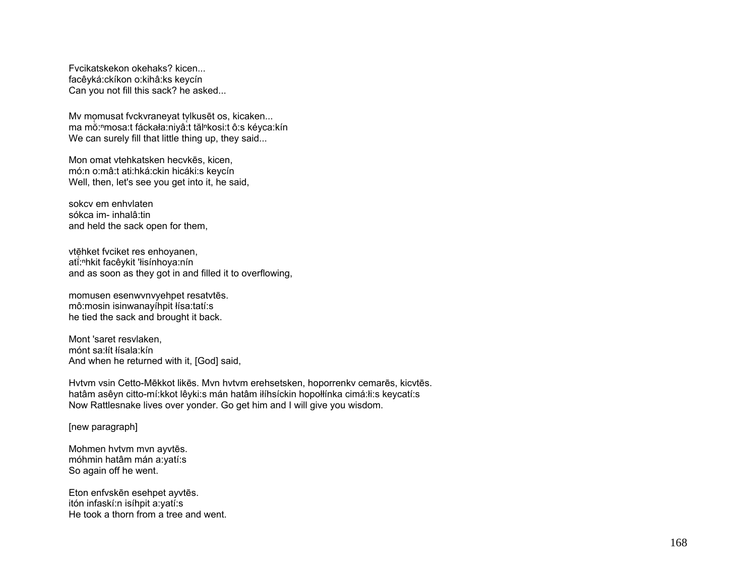Fvcikatskekon okehaks? kicen...
facêyká:ckíkon o:kihâ:ks keycín
Can you not fill this sack? he asked...

Mv mo̜musat fvckvraneyat tu̜lkusēt os, kicaken...
ma mŏ̜:ⁿmosa:t fáckała:niyâ̜:t tăl̜ⁿkosi:t ô:s kéyca:kín
We can surely fill that little thing up, they said...

Mon omat vtehkatsken hecvkēs, kicen,
mó:n o:mâ:t ati:hká:ckin hicáki:s keycín
Well, then, let's see you get into it, he said,

sokcv em enhvlaten
sókca im- inhalâ:tin
and held the sack open for them,

vtēhket fvciket res enhoyanen,
atĭ̜:ⁿhkit facêykit 'łisínhoya:nín
and as soon as they got in and filled it to overflowing,

momusen esenwvnvyehpet resatvtēs.
mô:mosin isinwanayíhpit łísa:tatí:s
he tied the sack and brought it back.

Mont 'saret resvlaken,
mónt sa:łít łísala:kín
And when he returned with it, [God] said,

Hvtvm vsin Cetto-Mēkkot likēs. Mvn hvtvm erehsetsken, hoporrenkv cemarēs, kicvtēs.
hatâm asêyn citto-mí:kkot lêyki:s mán hatâm iłíhsíckin hopołłínka cimá:łi:s keycatí:s
Now Rattlesnake lives over yonder. Go get him and I will give you wisdom.

[new paragraph]

Mohmen hvtvm mvn ayvtēs.
móhmin hatâm mán a:yatí:s
So again off he went.

Eton enfvskēn esehpet ayvtēs.
itón infaskí:n isíhpit a:yatí:s
He took a thorn from a tree and went.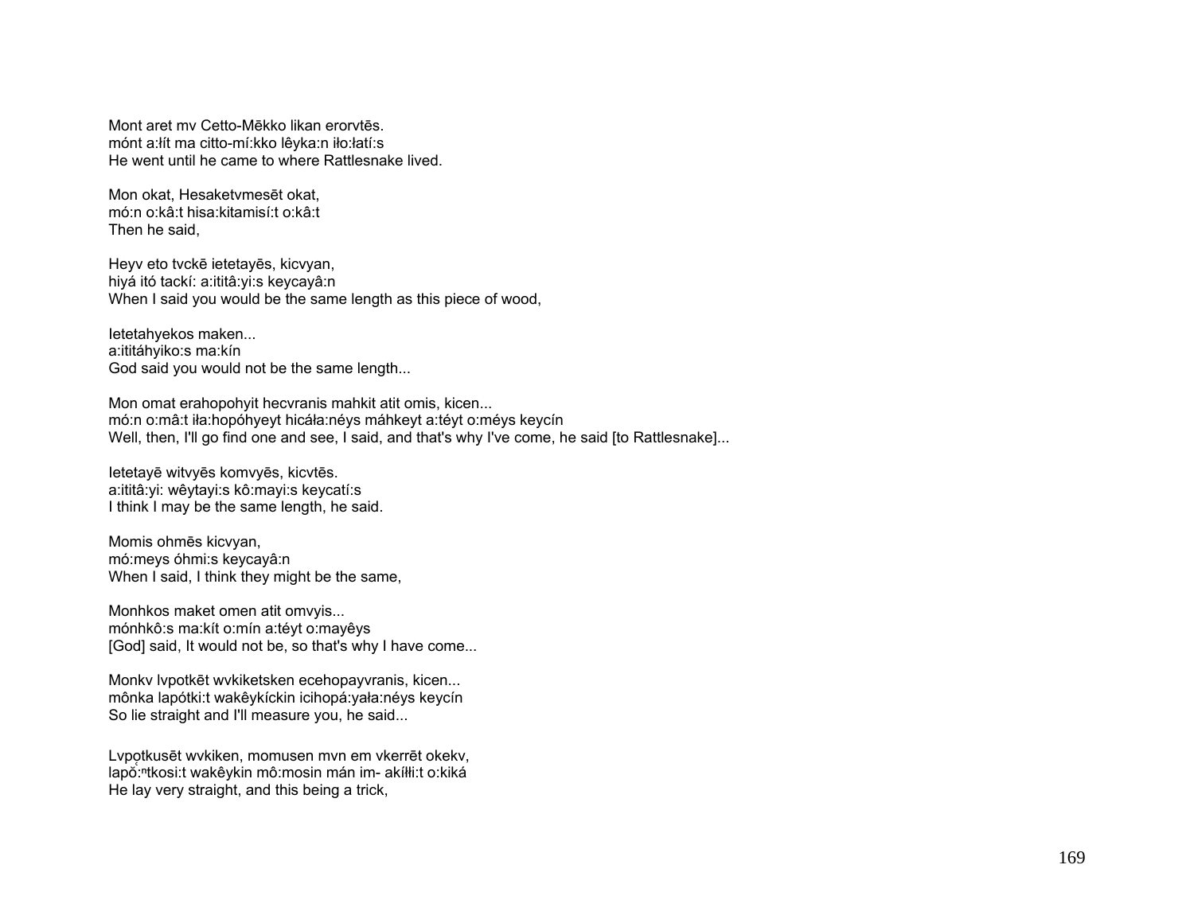Mont aret mv Cetto-Mēkko likan erorvtēs.
mónt a:łít ma citto-mí:kko lêyka:n iło:łatí:s
He went until he came to where Rattlesnake lived.

Mon okat, Hesaketvmesēt okat,
mó:n o:kâ:t hisa:kitamisí:t o:kâ:t
Then he said,

Heyv eto tvckē ietetayēs, kicvyan,
hiyá itó tackí: a:ititâ:yi:s keycayâ:n
When I said you would be the same length as this piece of wood,

Ietetahyekos maken...
a:ititáhyiko:s ma:kín
God said you would not be the same length...

Mon omat erahopohyit hecvranis mahkit atit omis, kicen...
mó:n o:mâ:t iła:hopóhyeyt hicáła:néys máhkeyt a:téyt o:méys keycín
Well, then, I'll go find one and see, I said, and that's why I've come, he said [to Rattlesnake]...

Ietetayē witvyēs komvyēs, kicvtēs.
a:ititâ:yi: wêytayi:s kô:mayi:s keycatí:s
I think I may be the same length, he said.

Momis ohmēs kicvyan,
mó:meys óhmi:s keycayâ:n
When I said, I think they might be the same,

Monhkos maket omen atit omvyis...
mónhkô:s ma:kít o:mín a:téyt o:mayêys
[God] said, It would not be, so that's why I have come...

Monkv lvpotkēt wvkiketsken ecehopayvranis, kicen...
mônka lapótki:t wakêykíckin icihopá:yała:néys keycín
So lie straight and I'll measure you, he said...

Lvpotkusēt wvkiken, momusen mvn em vkerrēt okekv,
lapŏ̰:ⁿtkosi:t wakêykin mô:mosin mán im- akíłłi:t o:kiká
He lay very straight, and this being a trick,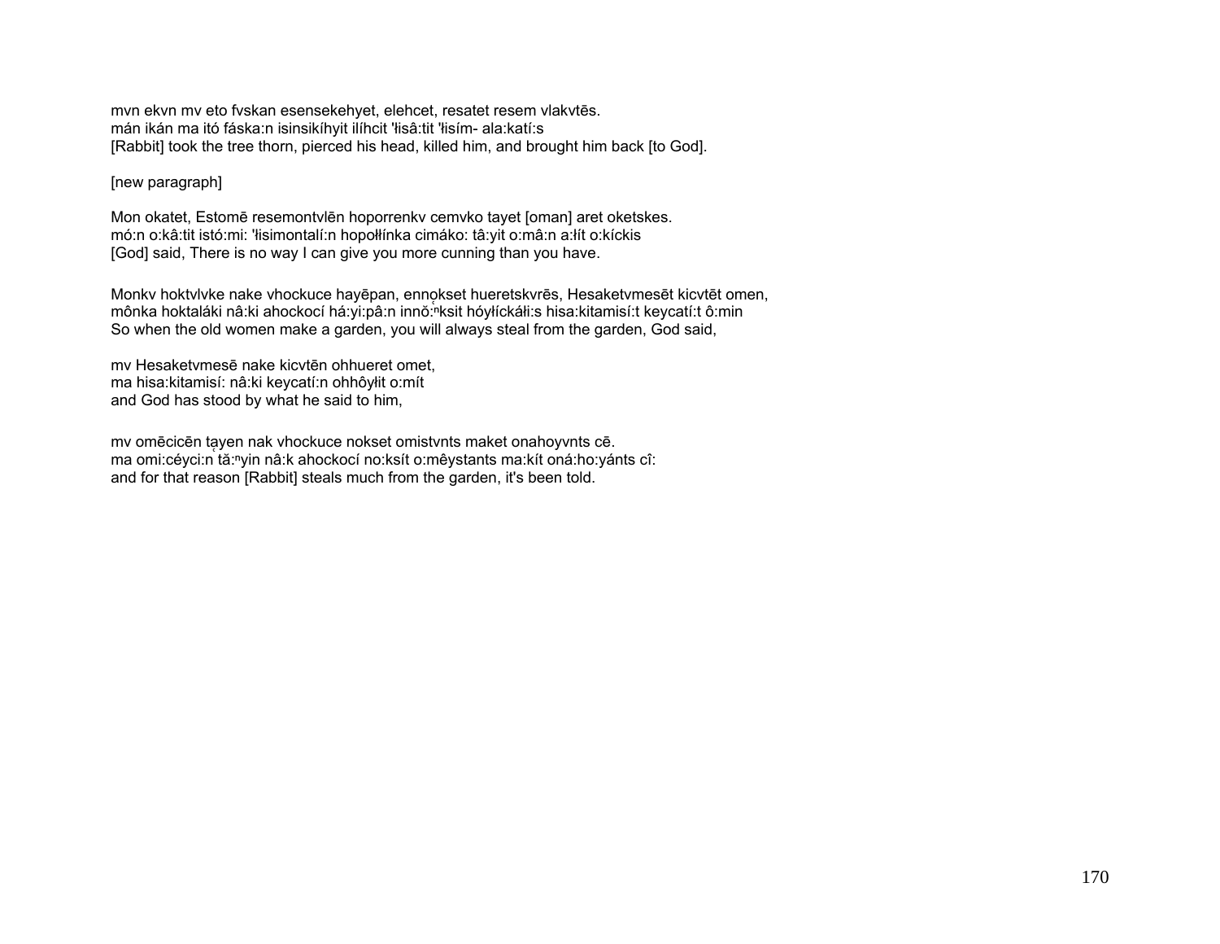mvn ekvn mv eto fvskan esensekehyet, elehcet, resatet resem vlakvtēs.
mán ikán ma itó fáska:n isinsikíhyit ilíhcit 'łisâ:tit 'łisím- ala:katí:s
[Rabbit] took the tree thorn, pierced his head, killed him, and brought him back [to God].

[new paragraph]

Mon okatet, Estomē resemontvlēn hoporrenkv cemvko tayet [oman] aret oketskes.
mó:n o:kâ:tit istó:mi: 'łisimontalí:n hopołłínka cimáko: tâ:yit o:mâ:n a:łít o:kíckis
[God] said, There is no way I can give you more cunning than you have.

Monkv hoktvlvke nake vhockuce hayēpan, ennǫkset hueretskvrēs, Hesaketvmesēt kicvtēt omen,
mônka hoktaláki nâ:ki ahockocí há:yi:pâ:n innǒ:ⁿksit hóyłíckáłi:s hisa:kitamisí:t keycatí:t ô:min
So when the old women make a garden, you will always steal from the garden, God said,

mv Hesaketvmesē nake kicvtēn ohhueret omet,
ma hisa:kitamisí: nâ:ki keycatí:n ohhôyłit o:mít
and God has stood by what he said to him,

mv omēcicēn tąyen nak vhockuce nokset omistvnts maket onahoyvnts cē.
ma omi:céyci:n tă:ⁿyin nâ:k ahockocí no:ksít o:mêystants ma:kít oná:ho:yánts cî:
and for that reason [Rabbit] steals much from the garden, it's been told.